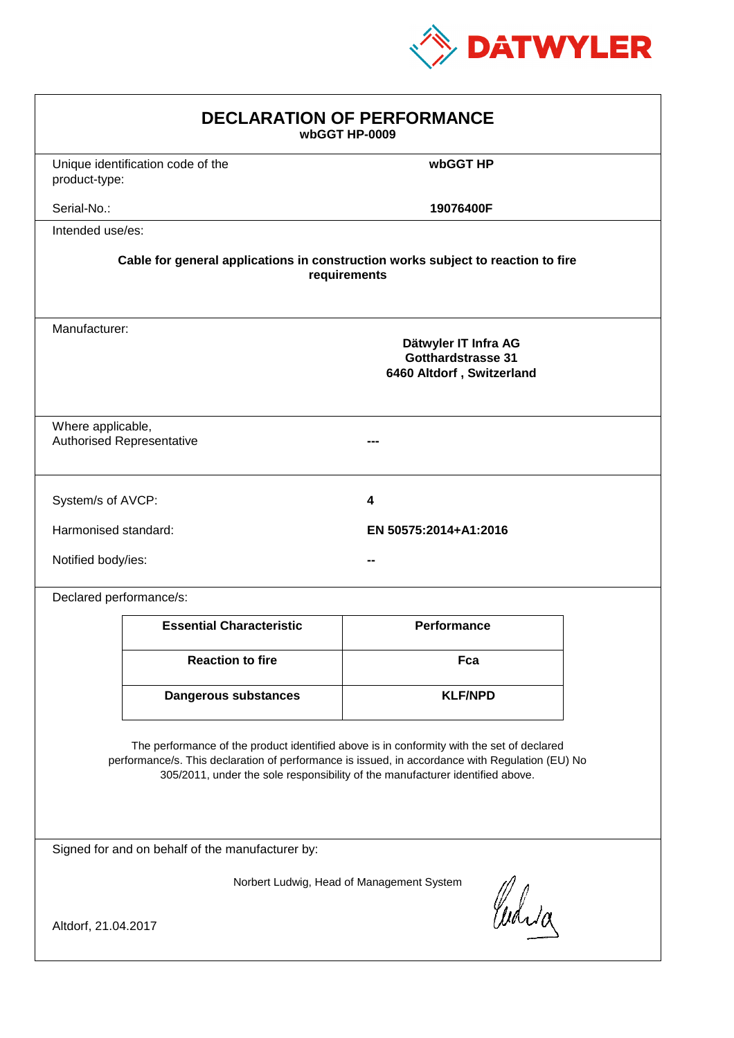DATWYLER

# DECLARATION OF PERFORMANCE

**wbGGT HP-0009**

| | |
|---|---|
| Unique identification code of the product-type: | **wbGGT HP** |
| Serial-No.: | **19076400F** |

Intended use/es:

**Cable for general applications in construction works subject to reaction to fire requirements**

Manufacturer:

**Dätwyler IT Infra AG**
**Gotthardstrasse 31**
**6460 Altdorf , Switzerland**

| | |
|---|---|
| Where applicable, Authorised Representative | **---** |

| | |
|---|---|
| System/s of AVCP: | **4** |
| Harmonised standard: | **EN 50575:2014+A1:2016** |
| Notified body/ies: | **--** |

Declared performance/s:

| Essential Characteristic | Performance |
|---|---|
| **Reaction to fire** | **Fca** |
| **Dangerous substances** | **KLF/NPD** |

The performance of the product identified above is in conformity with the set of declared performance/s. This declaration of performance is issued, in accordance with Regulation (EU) No 305/2011, under the sole responsibility of the manufacturer identified above.

Signed for and on behalf of the manufacturer by:

Norbert Ludwig, Head of Management System

Altdorf, 21.04.2017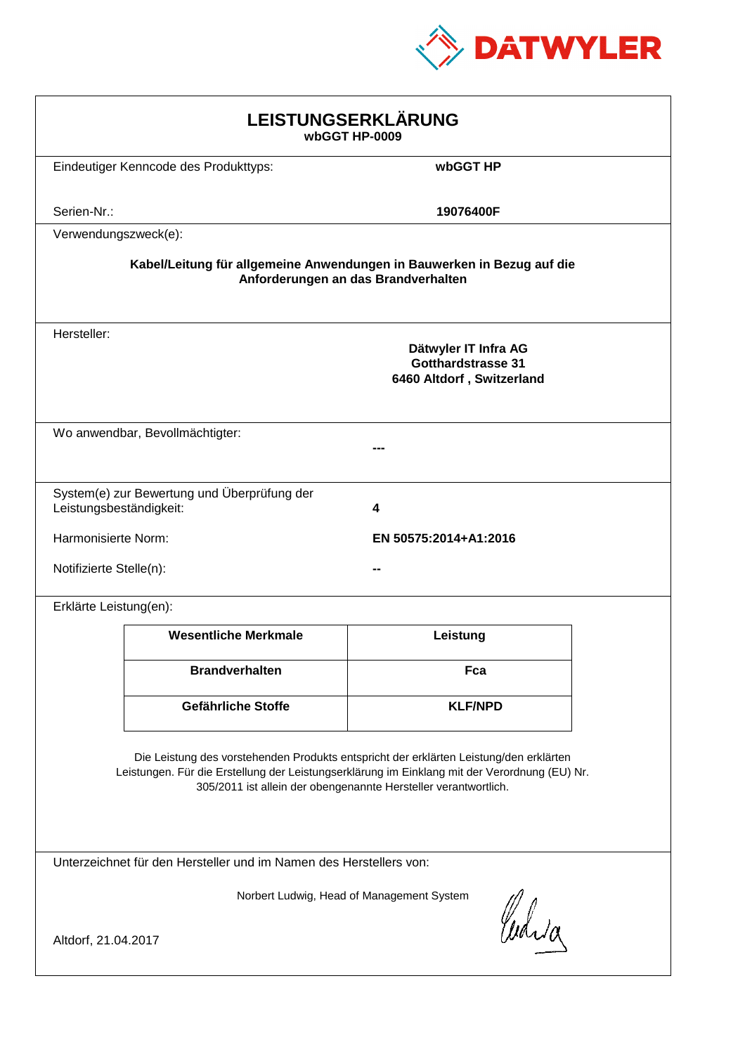DATWYLER

# LEISTUNGSERKLÄRUNG

**wbGGT HP-0009**

Eindeutiger Kenncode des Produkttyps: **wbGGT HP**

Serien-Nr.: **19076400F**

Verwendungszweck(e):

**Kabel/Leitung für allgemeine Anwendungen in Bauwerken in Bezug auf die Anforderungen an das Brandverhalten**

Hersteller:

**Dätwyler IT Infra AG**
**Gotthardstrasse 31**
**6460 Altdorf , Switzerland**

Wo anwendbar, Bevollmächtigter: **---**

System(e) zur Bewertung und Überprüfung der Leistungsbeständigkeit: **4**

Harmonisierte Norm: **EN 50575:2014+A1:2016**

Notifizierte Stelle(n): **--**

Erklärte Leistung(en):

| Wesentliche Merkmale | Leistung |
| --- | --- |
| **Brandverhalten** | **Fca** |
| **Gefährliche Stoffe** | **KLF/NPD** |

Die Leistung des vorstehenden Produkts entspricht der erklärten Leistung/den erklärten Leistungen. Für die Erstellung der Leistungserklärung im Einklang mit der Verordnung (EU) Nr. 305/2011 ist allein der obengenannte Hersteller verantwortlich.

Unterzeichnet für den Hersteller und im Namen des Herstellers von:

Norbert Ludwig, Head of Management System

Altdorf, 21.04.2017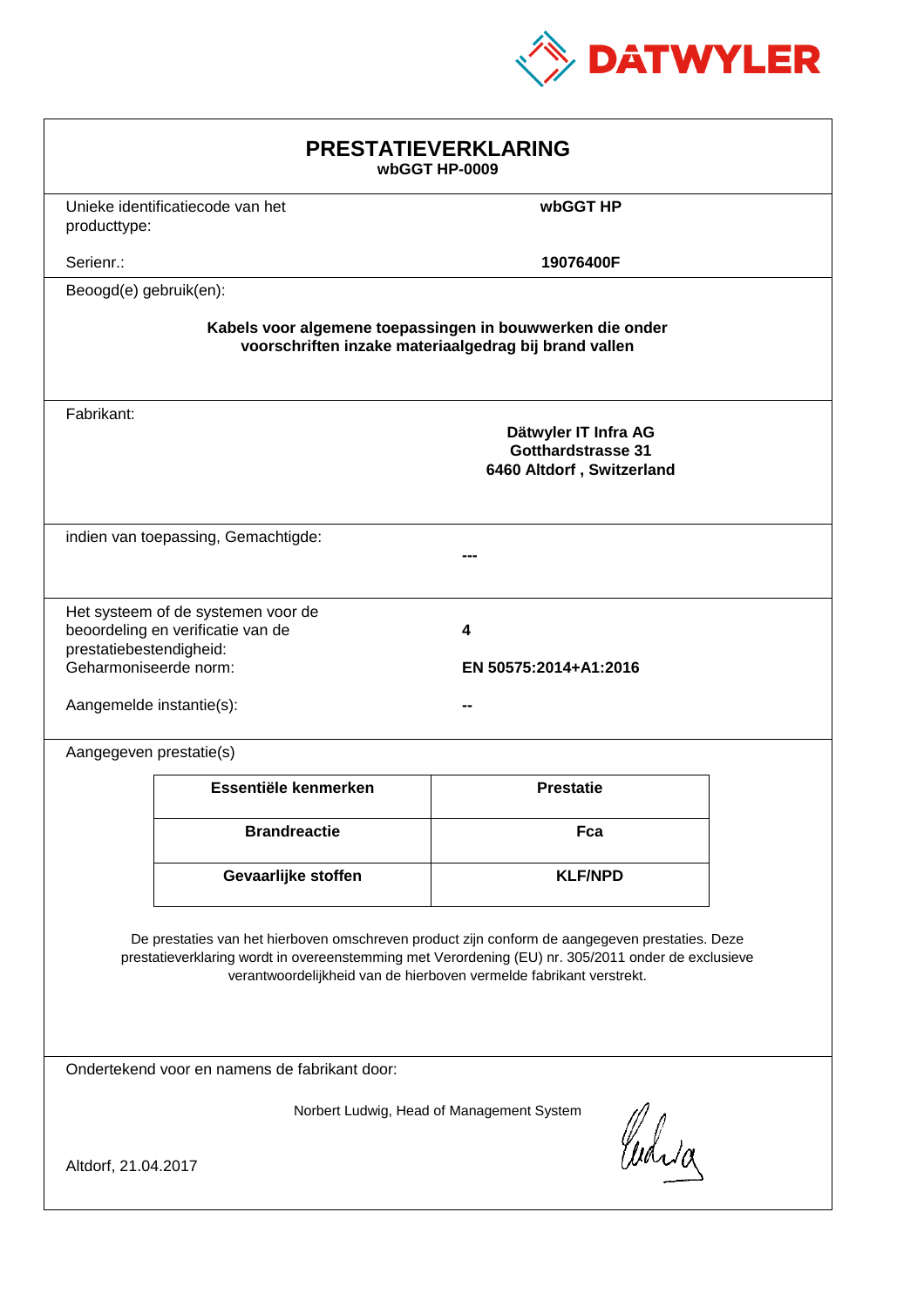DATWYLER

# PRESTATIEVERKLARING

**wbGGT HP-0009**

Unieke identificatiecode van het producttype: **wbGGT HP**

Serienr.: **19076400F**

Beoogd(e) gebruik(en):

**Kabels voor algemene toepassingen in bouwwerken die onder voorschriften inzake materiaalgedrag bij brand vallen**

Fabrikant:

**Dätwyler IT Infra AG**
**Gotthardstrasse 31**
**6460 Altdorf , Switzerland**

indien van toepassing, Gemachtigde: **---**

Het systeem of de systemen voor de beoordeling en verificatie van de prestatiebestendigheid: **4**

Geharmoniseerde norm: **EN 50575:2014+A1:2016**

Aangemelde instantie(s): **--**

Aangegeven prestatie(s)

| Essentiële kenmerken | Prestatie |
|---|---|
| **Brandreactie** | **Fca** |
| **Gevaarlijke stoffen** | **KLF/NPD** |

De prestaties van het hierboven omschreven product zijn conform de aangegeven prestaties. Deze prestatieverklaring wordt in overeenstemming met Verordening (EU) nr. 305/2011 onder de exclusieve verantwoordelijkheid van de hierboven vermelde fabrikant verstrekt.

Ondertekend voor en namens de fabrikant door:

Norbert Ludwig, Head of Management System

Altdorf, 21.04.2017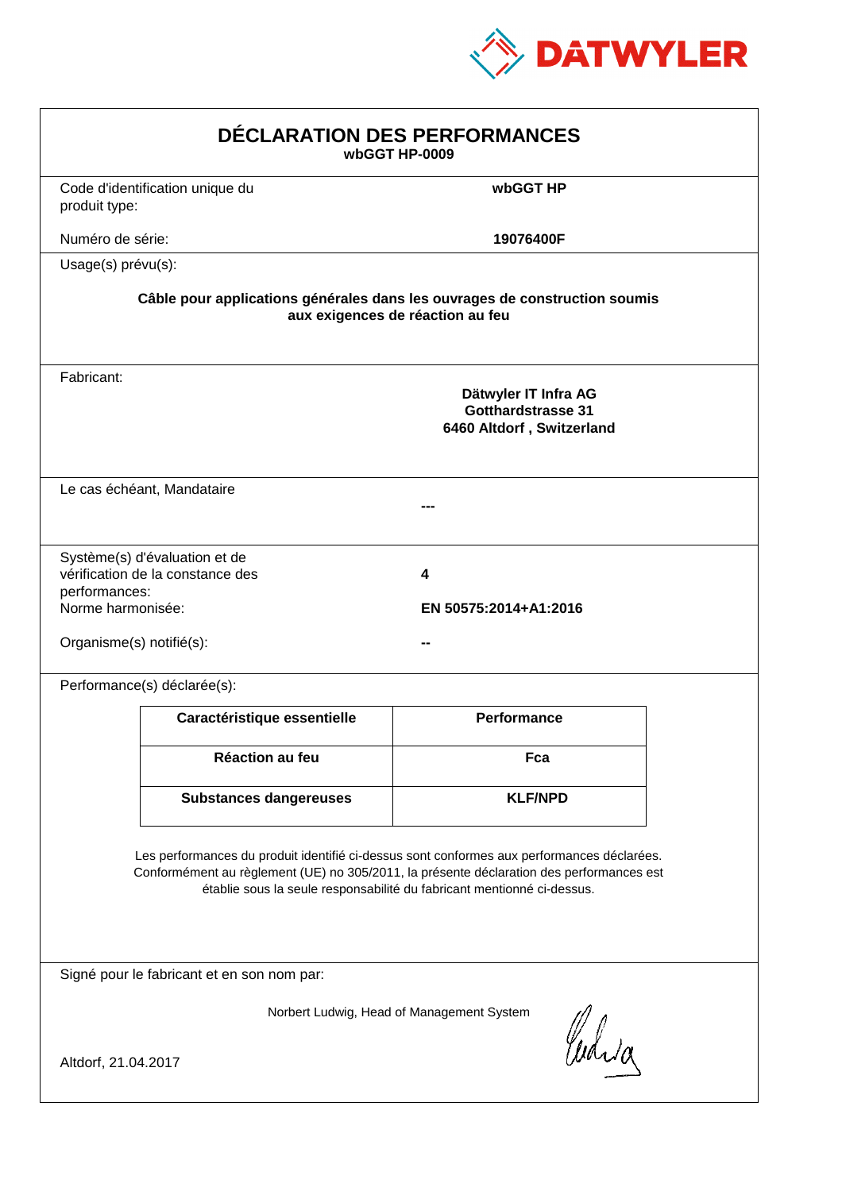DATWYLER

# DÉCLARATION DES PERFORMANCES

**wbGGT HP-0009**

Code d'identification unique du produit type: **wbGGT HP**

Numéro de série: **19076400F**

Usage(s) prévu(s):

**Câble pour applications générales dans les ouvrages de construction soumis aux exigences de réaction au feu**

Fabricant:

**Dätwyler IT Infra AG**
**Gotthardstrasse 31**
**6460 Altdorf , Switzerland**

Le cas échéant, Mandataire

**---**

Système(s) d'évaluation et de vérification de la constance des performances: **4**

Norme harmonisée: **EN 50575:2014+A1:2016**

Organisme(s) notifié(s): **--**

Performance(s) déclarée(s):

| Caractéristique essentielle | Performance |
|---|---|
| **Réaction au feu** | **Fca** |
| **Substances dangereuses** | **KLF/NPD** |

Les performances du produit identifié ci-dessus sont conformes aux performances déclarées. Conformément au règlement (UE) no 305/2011, la présente déclaration des performances est établie sous la seule responsabilité du fabricant mentionné ci-dessus.

Signé pour le fabricant et en son nom par:

Norbert Ludwig, Head of Management System

Altdorf, 21.04.2017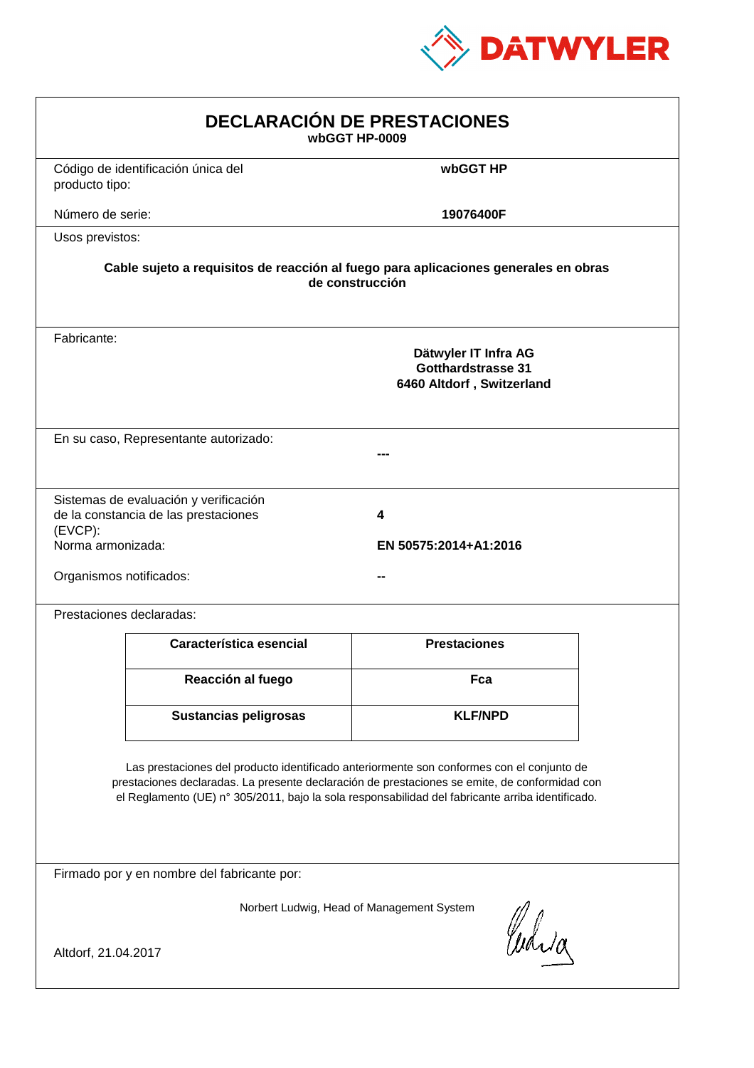# DECLARACIÓN DE PRESTACIONES

**wbGGT HP-0009**

Código de identificación única del producto tipo: **wbGGT HP**

Número de serie: **19076400F**

Usos previstos:

**Cable sujeto a requisitos de reacción al fuego para aplicaciones generales en obras de construcción**

Fabricante:

**Dätwyler IT Infra AG**
**Gotthardstrasse 31**
**6460 Altdorf , Switzerland**

En su caso, Representante autorizado: **---**

Sistemas de evaluación y verificación de la constancia de las prestaciones (EVCP): **4**

Norma armonizada: **EN 50575:2014+A1:2016**

Organismos notificados: **--**

Prestaciones declaradas:

| Característica esencial | Prestaciones |
|---|---|
| **Reacción al fuego** | **Fca** |
| **Sustancias peligrosas** | **KLF/NPD** |

Las prestaciones del producto identificado anteriormente son conformes con el conjunto de prestaciones declaradas. La presente declaración de prestaciones se emite, de conformidad con el Reglamento (UE) n° 305/2011, bajo la sola responsabilidad del fabricante arriba identificado.

Firmado por y en nombre del fabricante por:

Norbert Ludwig, Head of Management System

Altdorf, 21.04.2017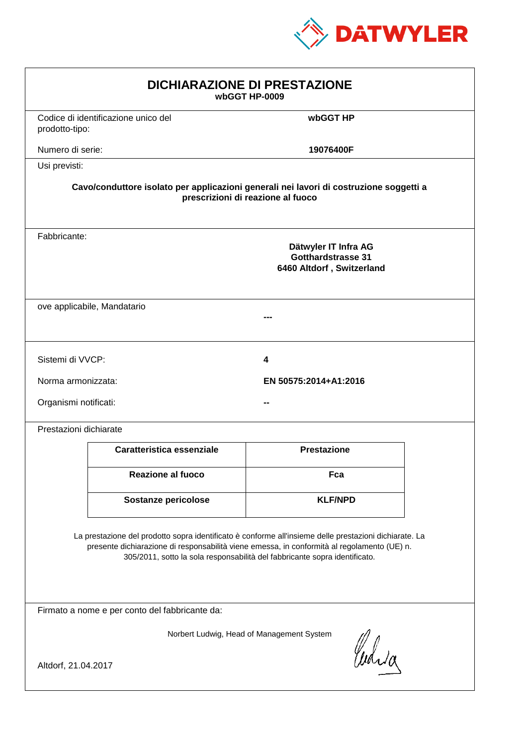DATWYLER

# DICHIARAZIONE DI PRESTAZIONE

**wbGGT HP-0009**

Codice di identificazione unico del prodotto-tipo: **wbGGT HP**

Numero di serie: **19076400F**

Usi previsti:

**Cavo/conduttore isolato per applicazioni generali nei lavori di costruzione soggetti a prescrizioni di reazione al fuoco**

Fabbricante:

**Dätwyler IT Infra AG**
**Gotthardstrasse 31**
**6460 Altdorf , Switzerland**

ove applicabile, Mandatario

**---**

Sistemi di VVCP: **4**

Norma armonizzata: **EN 50575:2014+A1:2016**

Organismi notificati: **--**

Prestazioni dichiarate

| Caratteristica essenziale | Prestazione |
|---|---|
| **Reazione al fuoco** | **Fca** |
| **Sostanze pericolose** | **KLF/NPD** |

La prestazione del prodotto sopra identificato è conforme all'insieme delle prestazioni dichiarate. La presente dichiarazione di responsabilità viene emessa, in conformità al regolamento (UE) n. 305/2011, sotto la sola responsabilità del fabbricante sopra identificato.

Firmato a nome e per conto del fabbricante da:

Norbert Ludwig, Head of Management System

Altdorf, 21.04.2017